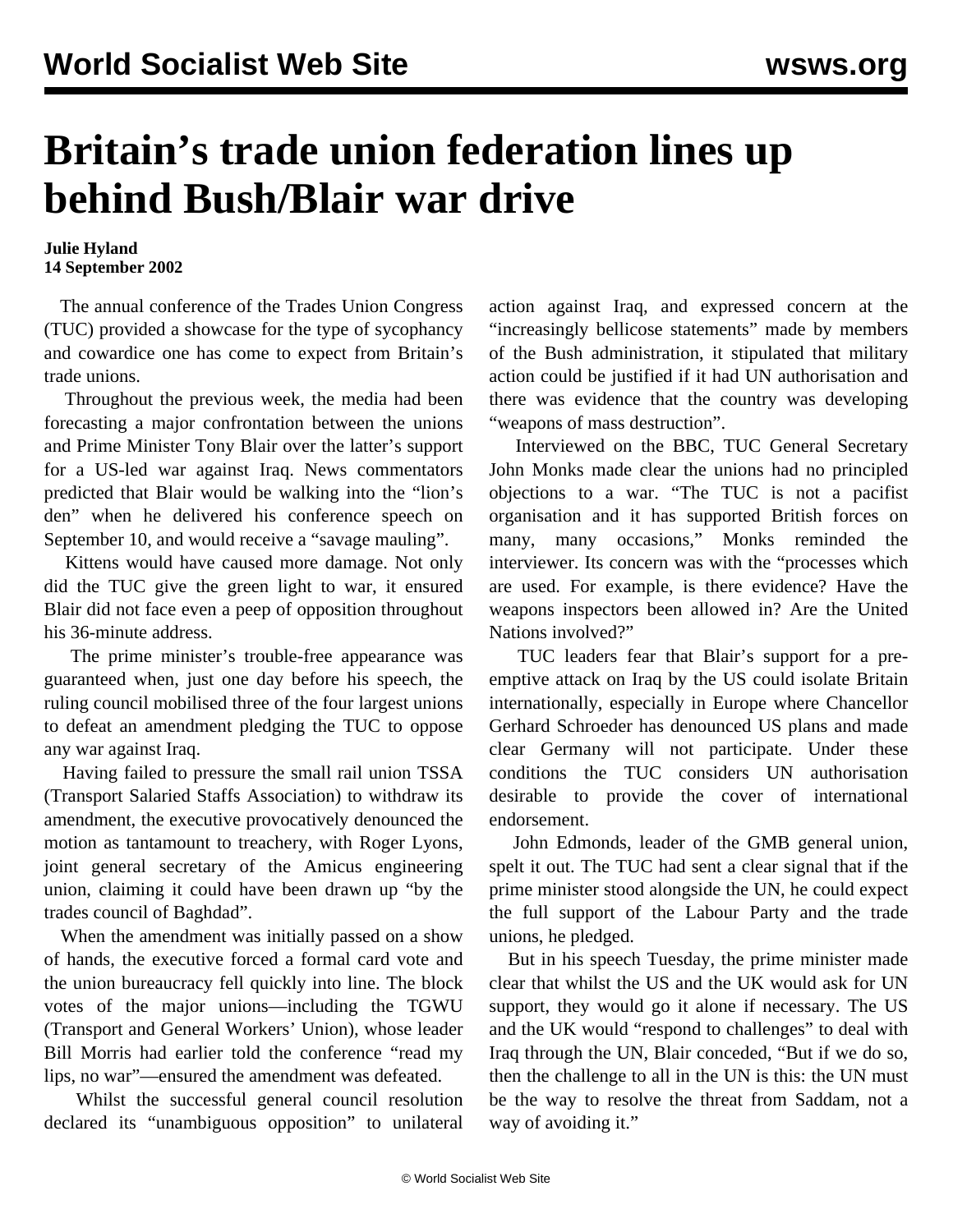# Britain's trade union federation lines up behind Bush/Blair war drive

**Julie Hyland**
**14 September 2002**

The annual conference of the Trades Union Congress (TUC) provided a showcase for the type of sycophancy and cowardice one has come to expect from Britain's trade unions.

Throughout the previous week, the media had been forecasting a major confrontation between the unions and Prime Minister Tony Blair over the latter's support for a US-led war against Iraq. News commentators predicted that Blair would be walking into the "lion's den" when he delivered his conference speech on September 10, and would receive a "savage mauling".

Kittens would have caused more damage. Not only did the TUC give the green light to war, it ensured Blair did not face even a peep of opposition throughout his 36-minute address.

The prime minister's trouble-free appearance was guaranteed when, just one day before his speech, the ruling council mobilised three of the four largest unions to defeat an amendment pledging the TUC to oppose any war against Iraq.

Having failed to pressure the small rail union TSSA (Transport Salaried Staffs Association) to withdraw its amendment, the executive provocatively denounced the motion as tantamount to treachery, with Roger Lyons, joint general secretary of the Amicus engineering union, claiming it could have been drawn up "by the trades council of Baghdad".

When the amendment was initially passed on a show of hands, the executive forced a formal card vote and the union bureaucracy fell quickly into line. The block votes of the major unions—including the TGWU (Transport and General Workers' Union), whose leader Bill Morris had earlier told the conference "read my lips, no war"—ensured the amendment was defeated.

Whilst the successful general council resolution declared its "unambiguous opposition" to unilateral action against Iraq, and expressed concern at the "increasingly bellicose statements" made by members of the Bush administration, it stipulated that military action could be justified if it had UN authorisation and there was evidence that the country was developing "weapons of mass destruction".

Interviewed on the BBC, TUC General Secretary John Monks made clear the unions had no principled objections to a war. "The TUC is not a pacifist organisation and it has supported British forces on many, many occasions," Monks reminded the interviewer. Its concern was with the "processes which are used. For example, is there evidence? Have the weapons inspectors been allowed in? Are the United Nations involved?"

TUC leaders fear that Blair's support for a pre-emptive attack on Iraq by the US could isolate Britain internationally, especially in Europe where Chancellor Gerhard Schroeder has denounced US plans and made clear Germany will not participate. Under these conditions the TUC considers UN authorisation desirable to provide the cover of international endorsement.

John Edmonds, leader of the GMB general union, spelt it out. The TUC had sent a clear signal that if the prime minister stood alongside the UN, he could expect the full support of the Labour Party and the trade unions, he pledged.

But in his speech Tuesday, the prime minister made clear that whilst the US and the UK would ask for UN support, they would go it alone if necessary. The US and the UK would "respond to challenges" to deal with Iraq through the UN, Blair conceded, "But if we do so, then the challenge to all in the UN is this: the UN must be the way to resolve the threat from Saddam, not a way of avoiding it."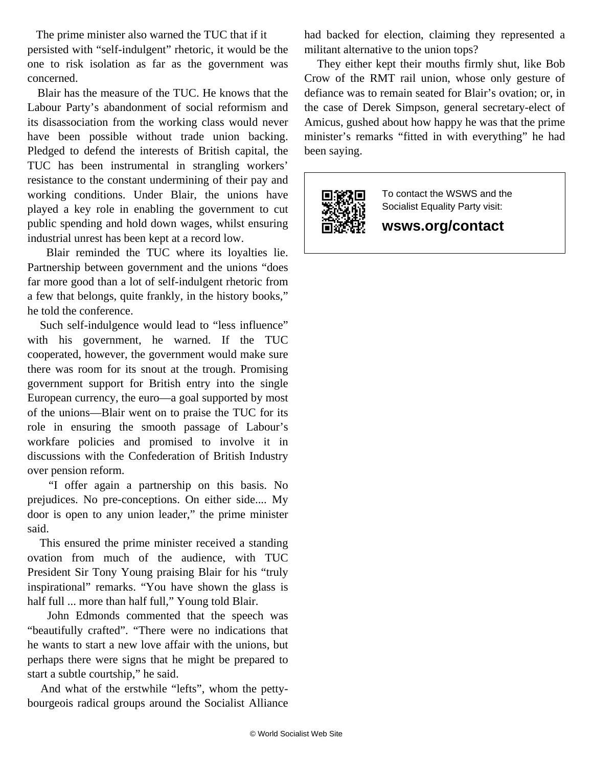The prime minister also warned the TUC that if it persisted with "self-indulgent" rhetoric, it would be the one to risk isolation as far as the government was concerned.

Blair has the measure of the TUC. He knows that the Labour Party's abandonment of social reformism and its disassociation from the working class would never have been possible without trade union backing. Pledged to defend the interests of British capital, the TUC has been instrumental in strangling workers' resistance to the constant undermining of their pay and working conditions. Under Blair, the unions have played a key role in enabling the government to cut public spending and hold down wages, whilst ensuring industrial unrest has been kept at a record low.

Blair reminded the TUC where its loyalties lie. Partnership between government and the unions "does far more good than a lot of self-indulgent rhetoric from a few that belongs, quite frankly, in the history books," he told the conference.

Such self-indulgence would lead to "less influence" with his government, he warned. If the TUC cooperated, however, the government would make sure there was room for its snout at the trough. Promising government support for British entry into the single European currency, the euro—a goal supported by most of the unions—Blair went on to praise the TUC for its role in ensuring the smooth passage of Labour's workfare policies and promised to involve it in discussions with the Confederation of British Industry over pension reform.

"I offer again a partnership on this basis. No prejudices. No pre-conceptions. On either side.... My door is open to any union leader," the prime minister said.

This ensured the prime minister received a standing ovation from much of the audience, with TUC President Sir Tony Young praising Blair for his "truly inspirational" remarks. "You have shown the glass is half full ... more than half full," Young told Blair.

John Edmonds commented that the speech was "beautifully crafted". "There were no indications that he wants to start a new love affair with the unions, but perhaps there were signs that he might be prepared to start a subtle courtship," he said.

And what of the erstwhile "lefts", whom the petty-bourgeois radical groups around the Socialist Alliance had backed for election, claiming they represented a militant alternative to the union tops?

They either kept their mouths firmly shut, like Bob Crow of the RMT rail union, whose only gesture of defiance was to remain seated for Blair's ovation; or, in the case of Derek Simpson, general secretary-elect of Amicus, gushed about how happy he was that the prime minister's remarks "fitted in with everything" he had been saying.

To contact the WSWS and the Socialist Equality Party visit:

**wsws.org/contact**